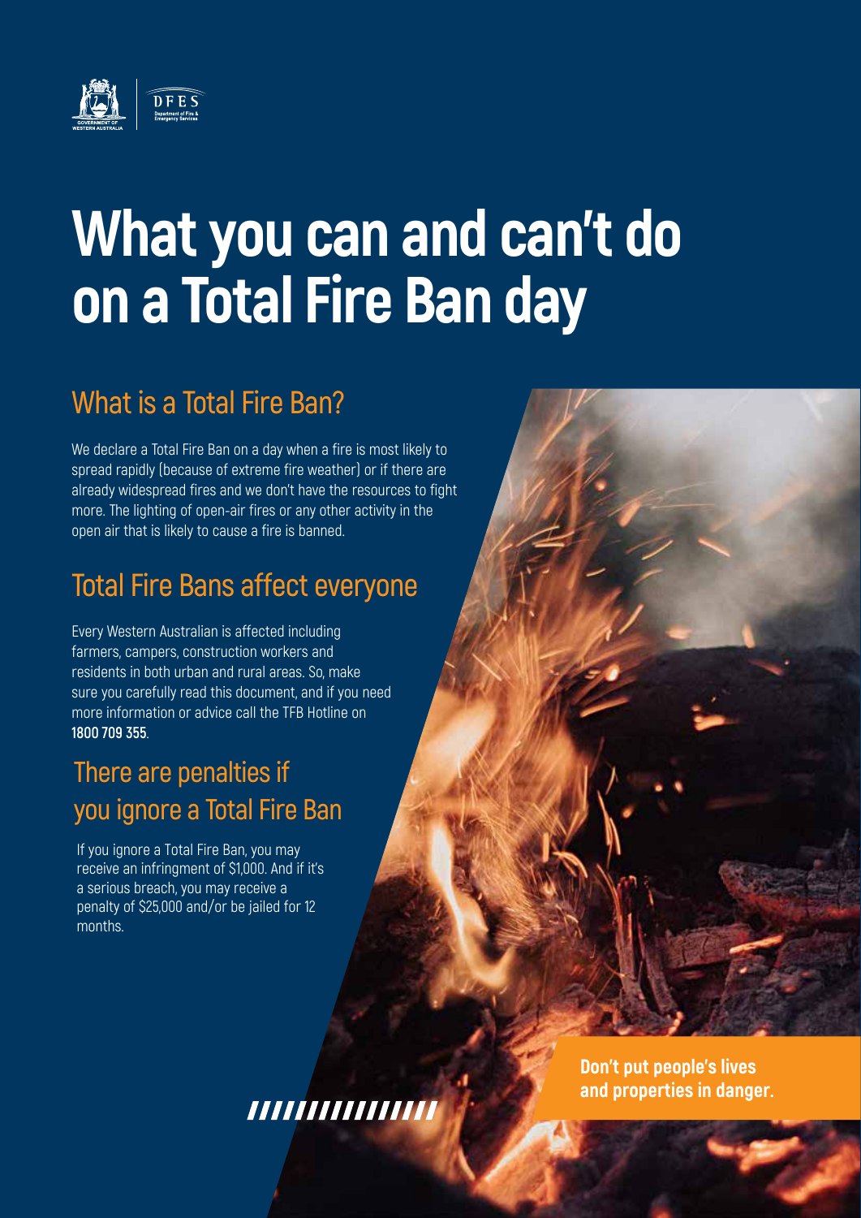# What you can and can't do on a Total Fire Ban day

## What is a Total Fire Ban?

We declare a Total Fire Ban on a day when a fire is most likely to spread rapidly (because of extreme fire weather) or if there are already widespread fires and we don't have the resources to fight more. The lighting of open-air fires or any other activity in the open air that is likely to cause a fire is banned.

## Total Fire Bans affect everyone

Every Western Australian is affected including farmers, campers, construction workers and residents in both urban and rural areas. So, make sure you carefully read this document, and if you need more information or advice call the TFB Hotline on **1800 709 355**.

## There are penalties if you ignore a Total Fire Ban

If you ignore a Total Fire Ban, you may receive an infringment of $1,000. And if it's a serious breach, you may receive a penalty of $25,000 and/or be jailed for 12 months.

**Don't put people's lives and properties in danger.**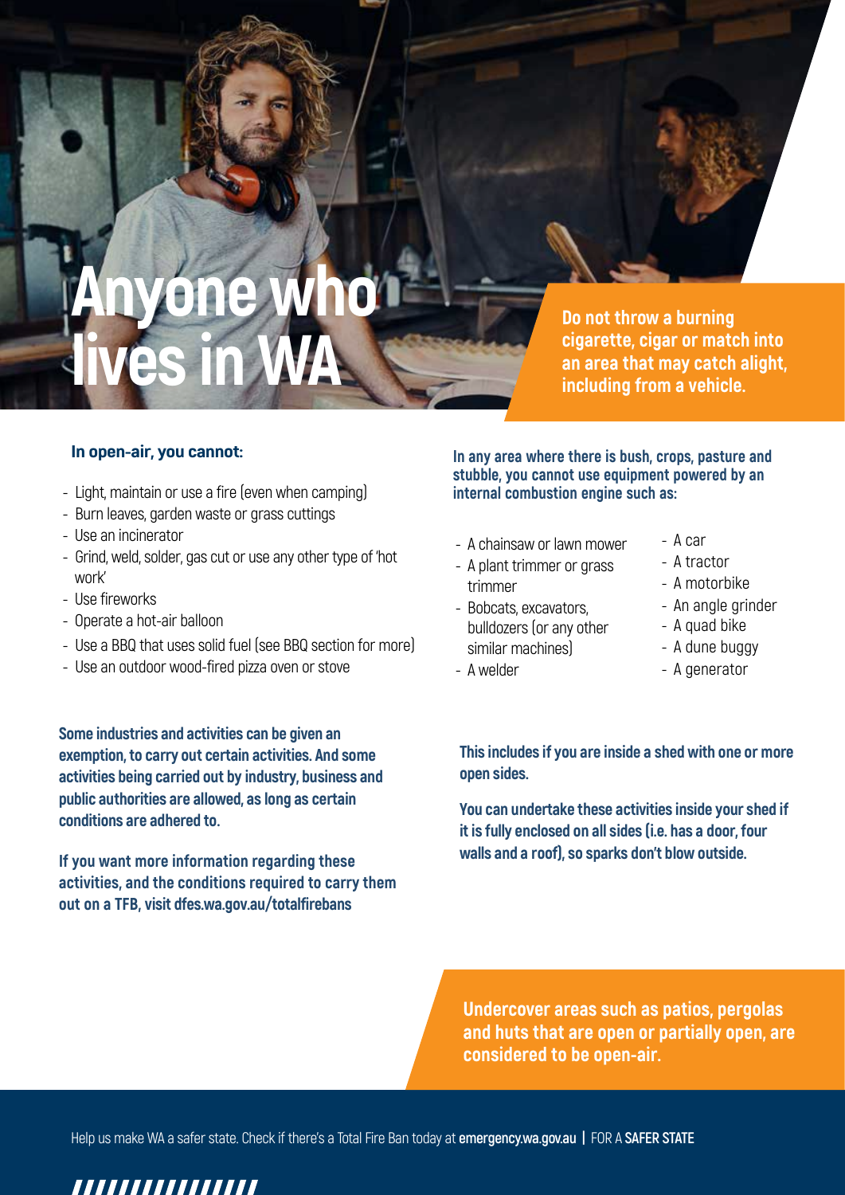# Anyone who lives in WA

**Do not throw a burning cigarette, cigar or match into an area that may catch alight, including from a vehicle.**

### In open-air, you cannot:

- Light, maintain or use a fire (even when camping)
- Burn leaves, garden waste or grass cuttings
- Use an incinerator
- Grind, weld, solder, gas cut or use any other type of 'hot work'
- Use fireworks
- Operate a hot-air balloon
- Use a BBQ that uses solid fuel (see BBQ section for more)
- Use an outdoor wood-fired pizza oven or stove

**Some industries and activities can be given an exemption, to carry out certain activities. And some activities being carried out by industry, business and public authorities are allowed, as long as certain conditions are adhered to.**

**If you want more information regarding these activities, and the conditions required to carry them out on a TFB, visit dfes.wa.gov.au/totalfirebans**

### In any area where there is bush, crops, pasture and stubble, you cannot use equipment powered by an internal combustion engine such as:

- A chainsaw or lawn mower
- A plant trimmer or grass trimmer
- Bobcats, excavators, bulldozers (or any other similar machines)
- A welder
- A car
- A tractor
- A motorbike
- An angle grinder
- A quad bike
- A dune buggy
- A generator

**This includes if you are inside a shed with one or more open sides.**

**You can undertake these activities inside your shed if it is fully enclosed on all sides (i.e. has a door, four walls and a roof), so sparks don't blow outside.**

**Undercover areas such as patios, pergolas and huts that are open or partially open, are considered to be open-air.**

Help us make WA a safer state. Check if there's a Total Fire Ban today at **emergency.wa.gov.au** | FOR A **SAFER STATE**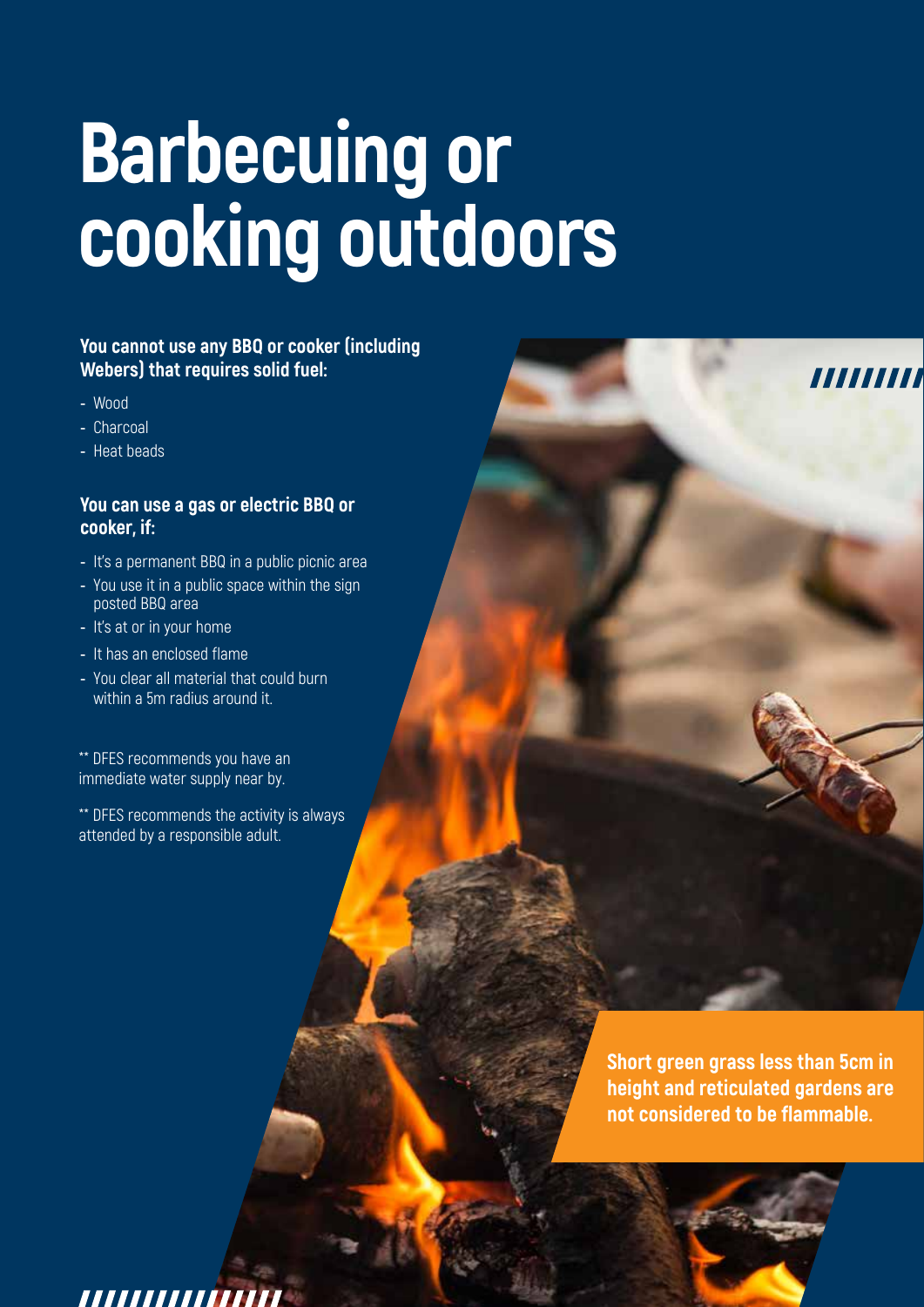# Barbecuing or cooking outdoors

**You cannot use any BBQ or cooker (including Webers) that requires solid fuel:**

- Wood
- Charcoal
- Heat beads

**You can use a gas or electric BBQ or cooker, if:**

- It's a permanent BBQ in a public picnic area
- You use it in a public space within the sign posted BBQ area
- It's at or in your home
- It has an enclosed flame
- You clear all material that could burn within a 5m radius around it.

** DFES recommends you have an immediate water supply near by.

** DFES recommends the activity is always attended by a responsible adult.

**Short green grass less than 5cm in height and reticulated gardens are not considered to be flammable.**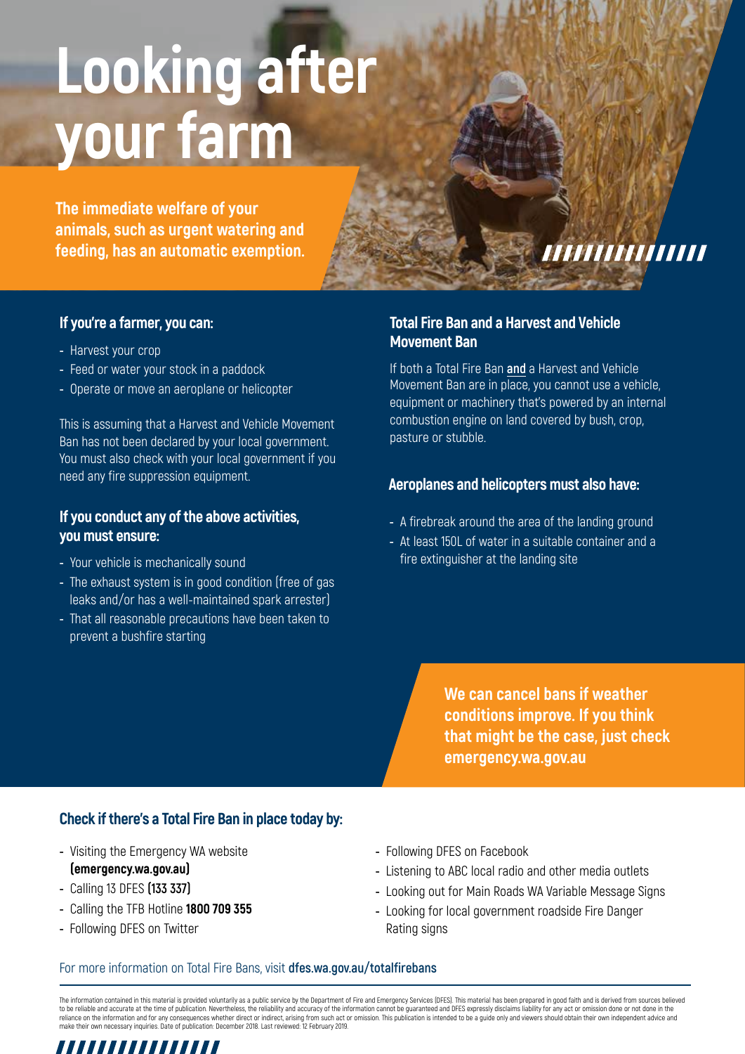# Looking after your farm

**The immediate welfare of your animals, such as urgent watering and feeding, has an automatic exemption.**

### If you're a farmer, you can:

- Harvest your crop
- Feed or water your stock in a paddock
- Operate or move an aeroplane or helicopter

This is assuming that a Harvest and Vehicle Movement Ban has not been declared by your local government. You must also check with your local government if you need any fire suppression equipment.

### If you conduct any of the above activities, you must ensure:

- Your vehicle is mechanically sound
- The exhaust system is in good condition (free of gas leaks and/or has a well-maintained spark arrester)
- That all reasonable precautions have been taken to prevent a bushfire starting

### Total Fire Ban and a Harvest and Vehicle Movement Ban

If both a Total Fire Ban **and** a Harvest and Vehicle Movement Ban are in place, you cannot use a vehicle, equipment or machinery that's powered by an internal combustion engine on land covered by bush, crop, pasture or stubble.

### Aeroplanes and helicopters must also have:

- A firebreak around the area of the landing ground
- At least 150L of water in a suitable container and a fire extinguisher at the landing site

**We can cancel bans if weather conditions improve. If you think that might be the case, just check emergency.wa.gov.au**

### Check if there's a Total Fire Ban in place today by:

- Visiting the Emergency WA website **(emergency.wa.gov.au)**
- Calling 13 DFES **(133 337)**
- Calling the TFB Hotline **1800 709 355**
- Following DFES on Twitter
- Following DFES on Facebook
- Listening to ABC local radio and other media outlets
- Looking out for Main Roads WA Variable Message Signs
- Looking for local government roadside Fire Danger Rating signs

For more information on Total Fire Bans, visit **dfes.wa.gov.au/totalfirebans**

The information contained in this material is provided voluntarily as a public service by the Department of Fire and Emergency Services (DFES). This material has been prepared in good faith and is derived from sources believed to be reliable and accurate at the time of publication. Nevertheless, the reliability and accuracy of the information cannot be guaranteed and DFES expressly disclaims liability for any act or omission done or not done in the reliance on the information and for any consequences whether direct or indirect, arising from such act or omission. This publication is intended to be a guide only and viewers should obtain their own independent advice and make their own necessary inquiries. Date of publication: December 2018. Last reviewed: 12 February 2019.